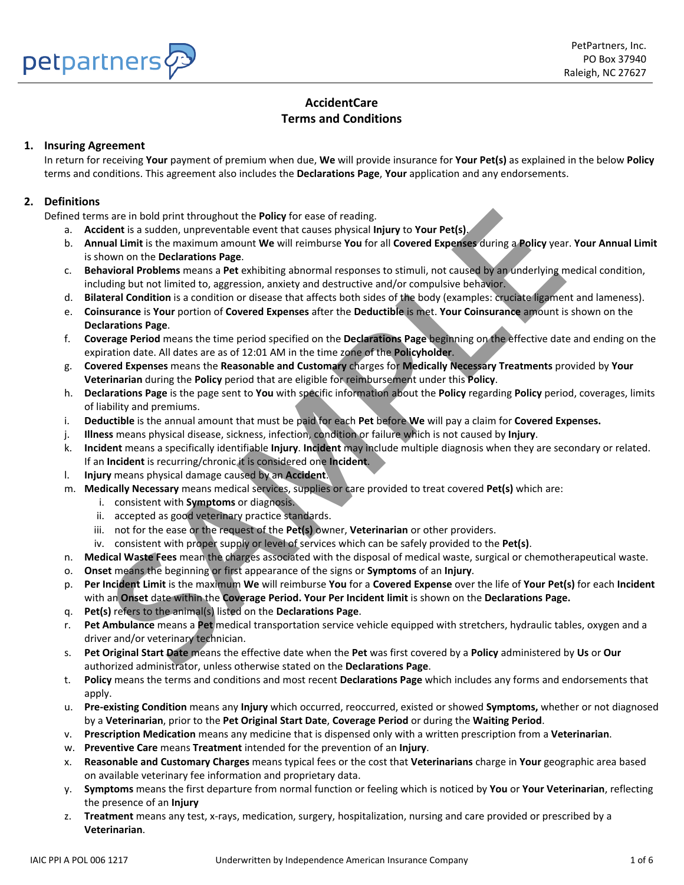petpartners

PetPartners, Inc.
PO Box 37940
Raleigh, NC 27627

# AccidentCare
# Terms and Conditions

## 1. Insuring Agreement

In return for receiving **Your** payment of premium when due, **We** will provide insurance for **Your Pet(s)** as explained in the below **Policy** terms and conditions. This agreement also includes the **Declarations Page**, **Your** application and any endorsements.

## 2. Definitions

Defined terms are in bold print throughout the **Policy** for ease of reading.

a. **Accident** is a sudden, unpreventable event that causes physical **Injury** to **Your Pet(s)**.

b. **Annual Limit** is the maximum amount **We** will reimburse **You** for all **Covered Expenses** during a **Policy** year. **Your Annual Limit** is shown on the **Declarations Page**.

c. **Behavioral Problems** means a **Pet** exhibiting abnormal responses to stimuli, not caused by an underlying medical condition, including but not limited to, aggression, anxiety and destructive and/or compulsive behavior.

d. **Bilateral Condition** is a condition or disease that affects both sides of the body (examples: cruciate ligament and lameness).

e. **Coinsurance** is **Your** portion of **Covered Expenses** after the **Deductible** is met. **Your Coinsurance** amount is shown on the **Declarations Page**.

f. **Coverage Period** means the time period specified on the **Declarations Page** beginning on the effective date and ending on the expiration date. All dates are as of 12:01 AM in the time zone of the **Policyholder**.

g. **Covered Expenses** means the **Reasonable and Customary** charges for **Medically Necessary Treatments** provided by **Your Veterinarian** during the **Policy** period that are eligible for reimbursement under this **Policy**.

h. **Declarations Page** is the page sent to **You** with specific information about the **Policy** regarding **Policy** period, coverages, limits of liability and premiums.

i. **Deductible** is the annual amount that must be paid for each **Pet** before **We** will pay a claim for **Covered Expenses.**

j. **Illness** means physical disease, sickness, infection, condition or failure which is not caused by **Injury**.

k. **Incident** means a specifically identifiable **Injury**. **Incident** may include multiple diagnosis when they are secondary or related. If an **Incident** is recurring/chronic it is considered one **Incident**.

l. **Injury** means physical damage caused by an **Accident**.

m. **Medically Necessary** means medical services, supplies or care provided to treat covered **Pet(s)** which are:
   i. consistent with **Symptoms** or diagnosis.
   ii. accepted as good veterinary practice standards.
   iii. not for the ease or the request of the **Pet(s)** owner, **Veterinarian** or other providers.
   iv. consistent with proper supply or level of services which can be safely provided to the **Pet(s)**.

n. **Medical Waste Fees** mean the charges associated with the disposal of medical waste, surgical or chemotherapeutical waste.

o. **Onset** means the beginning or first appearance of the signs or **Symptoms** of an **Injury**.

p. **Per Incident Limit** is the maximum **We** will reimburse **You** for a **Covered Expense** over the life of **Your Pet(s)** for each **Incident** with an **Onset** date within the **Coverage Period. Your Per Incident limit** is shown on the **Declarations Page.**

q. **Pet(s)** refers to the animal(s) listed on the **Declarations Page**.

r. **Pet Ambulance** means a **Pet** medical transportation service vehicle equipped with stretchers, hydraulic tables, oxygen and a driver and/or veterinary technician.

s. **Pet Original Start Date** means the effective date when the **Pet** was first covered by a **Policy** administered by **Us** or **Our** authorized administrator, unless otherwise stated on the **Declarations Page**.

t. **Policy** means the terms and conditions and most recent **Declarations Page** which includes any forms and endorsements that apply.

u. **Pre-existing Condition** means any **Injury** which occurred, reoccurred, existed or showed **Symptoms,** whether or not diagnosed by a **Veterinarian**, prior to the **Pet Original Start Date**, **Coverage Period** or during the **Waiting Period**.

v. **Prescription Medication** means any medicine that is dispensed only with a written prescription from a **Veterinarian**.

w. **Preventive Care** means **Treatment** intended for the prevention of an **Injury**.

x. **Reasonable and Customary Charges** means typical fees or the cost that **Veterinarians** charge in **Your** geographic area based on available veterinary fee information and proprietary data.

y. **Symptoms** means the first departure from normal function or feeling which is noticed by **You** or **Your Veterinarian**, reflecting the presence of an **Injury**

z. **Treatment** means any test, x-rays, medication, surgery, hospitalization, nursing and care provided or prescribed by a **Veterinarian**.

IAIC PPI A POL 006 1217 Underwritten by Independence American Insurance Company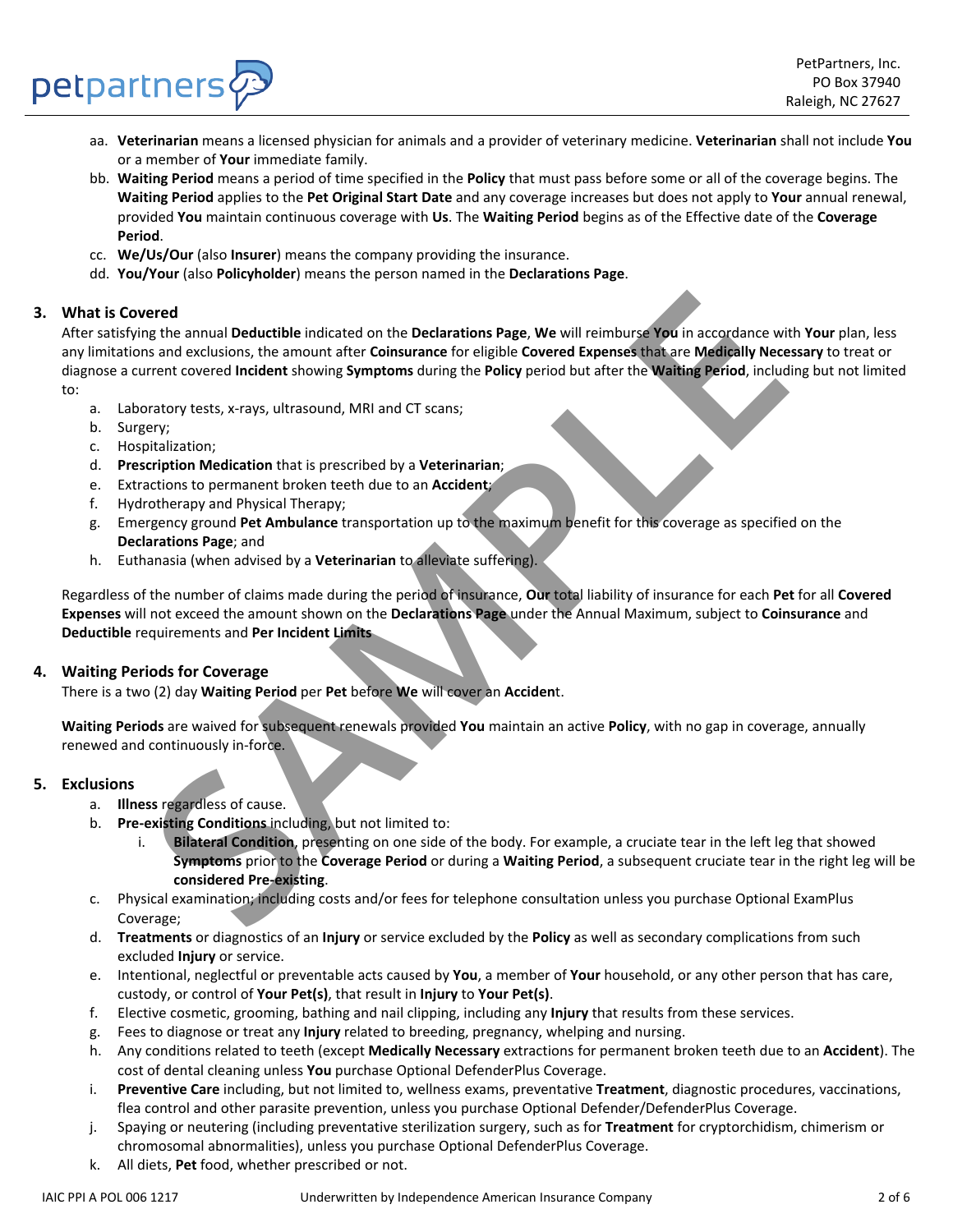aa. **Veterinarian** means a licensed physician for animals and a provider of veterinary medicine. **Veterinarian** shall not include **You** or a member of **Your** immediate family.

bb. **Waiting Period** means a period of time specified in the **Policy** that must pass before some or all of the coverage begins. The **Waiting Period** applies to the **Pet Original Start Date** and any coverage increases but does not apply to **Your** annual renewal, provided **You** maintain continuous coverage with **Us**. The **Waiting Period** begins as of the Effective date of the **Coverage Period**.

cc. **We/Us/Our** (also **Insurer**) means the company providing the insurance.

dd. **You/Your** (also **Policyholder**) means the person named in the **Declarations Page**.

## 3. What is Covered

After satisfying the annual **Deductible** indicated on the **Declarations Page**, **We** will reimburse **You** in accordance with **Your** plan, less any limitations and exclusions, the amount after **Coinsurance** for eligible **Covered Expenses** that are **Medically Necessary** to treat or diagnose a current covered **Incident** showing **Symptoms** during the **Policy** period but after the **Waiting Period**, including but not limited to:

a. Laboratory tests, x-rays, ultrasound, MRI and CT scans;
b. Surgery;
c. Hospitalization;
d. **Prescription Medication** that is prescribed by a **Veterinarian**;
e. Extractions to permanent broken teeth due to an **Accident**;
f. Hydrotherapy and Physical Therapy;
g. Emergency ground **Pet Ambulance** transportation up to the maximum benefit for this coverage as specified on the **Declarations Page**; and
h. Euthanasia (when advised by a **Veterinarian** to alleviate suffering).

Regardless of the number of claims made during the period of insurance, **Our** total liability of insurance for each **Pet** for all **Covered Expenses** will not exceed the amount shown on the **Declarations Page** under the Annual Maximum, subject to **Coinsurance** and **Deductible** requirements and **Per Incident Limits**

## 4. Waiting Periods for Coverage

There is a two (2) day **Waiting Period** per **Pet** before **We** will cover an **Acciden**t.

**Waiting Periods** are waived for subsequent renewals provided **You** maintain an active **Policy**, with no gap in coverage, annually renewed and continuously in-force.

## 5. Exclusions

a. **Illness** regardless of cause.
b. **Pre-existing Conditions** including, but not limited to:
   i. **Bilateral Condition**, presenting on one side of the body. For example, a cruciate tear in the left leg that showed **Symptoms** prior to the **Coverage Period** or during a **Waiting Period**, a subsequent cruciate tear in the right leg will be **considered Pre-existing**.
c. Physical examination; including costs and/or fees for telephone consultation unless you purchase Optional ExamPlus Coverage;
d. **Treatments** or diagnostics of an **Injury** or service excluded by the **Policy** as well as secondary complications from such excluded **Injury** or service.
e. Intentional, neglectful or preventable acts caused by **You**, a member of **Your** household, or any other person that has care, custody, or control of **Your Pet(s)**, that result in **Injury** to **Your Pet(s)**.
f. Elective cosmetic, grooming, bathing and nail clipping, including any **Injury** that results from these services.
g. Fees to diagnose or treat any **Injury** related to breeding, pregnancy, whelping and nursing.
h. Any conditions related to teeth (except **Medically Necessary** extractions for permanent broken teeth due to an **Accident**). The cost of dental cleaning unless **You** purchase Optional DefenderPlus Coverage.
i. **Preventive Care** including, but not limited to, wellness exams, preventative **Treatment**, diagnostic procedures, vaccinations, flea control and other parasite prevention, unless you purchase Optional Defender/DefenderPlus Coverage.
j. Spaying or neutering (including preventative sterilization surgery, such as for **Treatment** for cryptorchidism, chimerism or chromosomal abnormalities), unless you purchase Optional DefenderPlus Coverage.
k. All diets, **Pet** food, whether prescribed or not.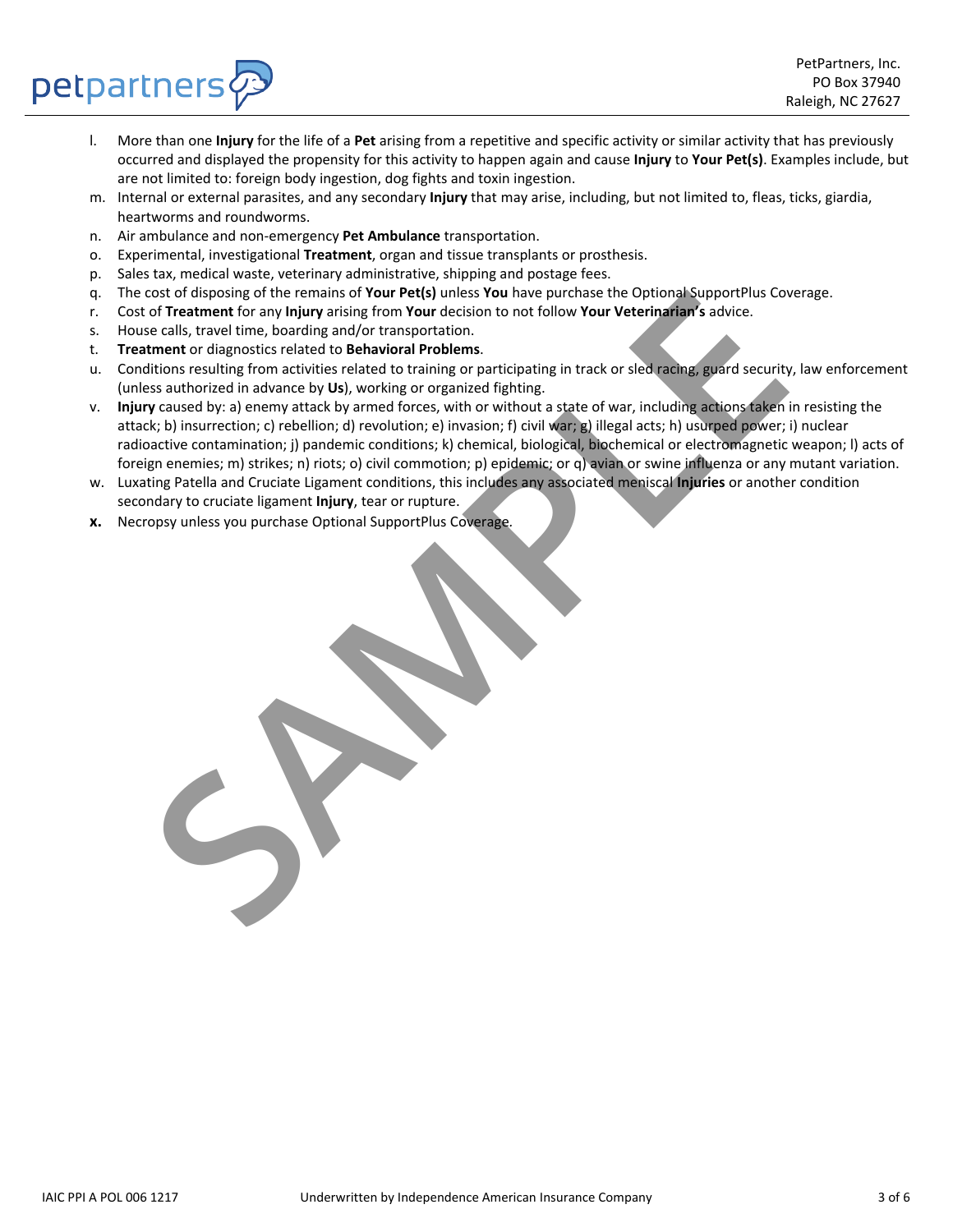l. More than one **Injury** for the life of a **Pet** arising from a repetitive and specific activity or similar activity that has previously occurred and displayed the propensity for this activity to happen again and cause **Injury** to **Your Pet(s)**. Examples include, but are not limited to: foreign body ingestion, dog fights and toxin ingestion.
m. Internal or external parasites, and any secondary **Injury** that may arise, including, but not limited to, fleas, ticks, giardia, heartworms and roundworms.
n. Air ambulance and non-emergency **Pet Ambulance** transportation.
o. Experimental, investigational **Treatment**, organ and tissue transplants or prosthesis.
p. Sales tax, medical waste, veterinary administrative, shipping and postage fees.
q. The cost of disposing of the remains of **Your Pet(s)** unless **You** have purchase the Optional SupportPlus Coverage.
r. Cost of **Treatment** for any **Injury** arising from **Your** decision to not follow **Your Veterinarian's** advice.
s. House calls, travel time, boarding and/or transportation.
t. **Treatment** or diagnostics related to **Behavioral Problems**.
u. Conditions resulting from activities related to training or participating in track or sled racing, guard security, law enforcement (unless authorized in advance by **Us**), working or organized fighting.
v. **Injury** caused by: a) enemy attack by armed forces, with or without a state of war, including actions taken in resisting the attack; b) insurrection; c) rebellion; d) revolution; e) invasion; f) civil war; g) illegal acts; h) usurped power; i) nuclear radioactive contamination; j) pandemic conditions; k) chemical, biological, biochemical or electromagnetic weapon; l) acts of foreign enemies; m) strikes; n) riots; o) civil commotion; p) epidemic; or q) avian or swine influenza or any mutant variation.
w. Luxating Patella and Cruciate Ligament conditions, this includes any associated meniscal **Injuries** or another condition secondary to cruciate ligament **Injury**, tear or rupture.
**x.** Necropsy unless you purchase Optional SupportPlus Coverage.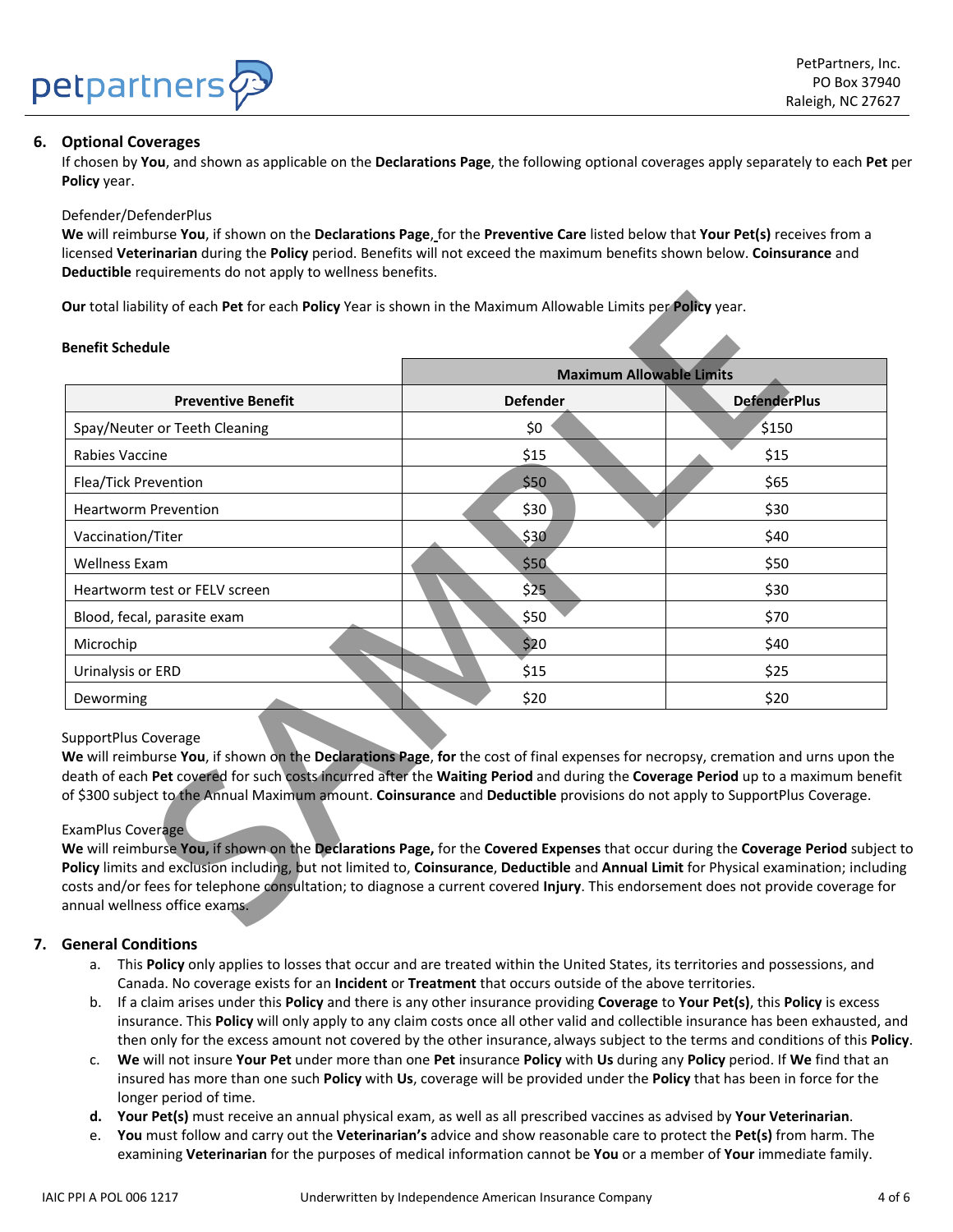## 6. Optional Coverages

If chosen by **You**, and shown as applicable on the **Declarations Page**, the following optional coverages apply separately to each **Pet** per **Policy** year.

Defender/DefenderPlus

**We** will reimburse **You**, if shown on the **Declarations Page**, for the **Preventive Care** listed below that **Your Pet(s)** receives from a licensed **Veterinarian** during the **Policy** period. Benefits will not exceed the maximum benefits shown below. **Coinsurance** and **Deductible** requirements do not apply to wellness benefits.

**Our** total liability of each **Pet** for each **Policy** Year is shown in the Maximum Allowable Limits per **Policy** year.

**Benefit Schedule**

| | **Maximum Allowable Limits** | |
|---|---|---|
| **Preventive Benefit** | **Defender** | **DefenderPlus** |
| Spay/Neuter or Teeth Cleaning | $0 | $150 |
| Rabies Vaccine | $15 | $15 |
| Flea/Tick Prevention | $50 | $65 |
| Heartworm Prevention | $30 | $30 |
| Vaccination/Titer | $30 | $40 |
| Wellness Exam | $50 | $50 |
| Heartworm test or FELV screen | $25 | $30 |
| Blood, fecal, parasite exam | $50 | $70 |
| Microchip | $20 | $40 |
| Urinalysis or ERD | $15 | $25 |
| Deworming | $20 | $20 |

SupportPlus Coverage

**We** will reimburse **You**, if shown on the **Declarations Page**, **for** the cost of final expenses for necropsy, cremation and urns upon the death of each **Pet** covered for such costs incurred after the **Waiting Period** and during the **Coverage Period** up to a maximum benefit of $300 subject to the Annual Maximum amount. **Coinsurance** and **Deductible** provisions do not apply to SupportPlus Coverage.

ExamPlus Coverage

**We** will reimburse **You,** if shown on the **Declarations Page,** for the **Covered Expenses** that occur during the **Coverage Period** subject to **Policy** limits and exclusion including, but not limited to, **Coinsurance**, **Deductible** and **Annual Limit** for Physical examination; including costs and/or fees for telephone consultation; to diagnose a current covered **Injury**. This endorsement does not provide coverage for annual wellness office exams.

## 7. General Conditions

a. This **Policy** only applies to losses that occur and are treated within the United States, its territories and possessions, and Canada. No coverage exists for an **Incident** or **Treatment** that occurs outside of the above territories.

b. If a claim arises under this **Policy** and there is any other insurance providing **Coverage** to **Your Pet(s)**, this **Policy** is excess insurance. This **Policy** will only apply to any claim costs once all other valid and collectible insurance has been exhausted, and then only for the excess amount not covered by the other insurance, always subject to the terms and conditions of this **Policy**.

c. **We** will not insure **Your Pet** under more than one **Pet** insurance **Policy** with **Us** during any **Policy** period. If **We** find that an insured has more than one such **Policy** with **Us**, coverage will be provided under the **Policy** that has been in force for the longer period of time.

**d.** **Your Pet(s)** must receive an annual physical exam, as well as all prescribed vaccines as advised by **Your Veterinarian**.

e. **You** must follow and carry out the **Veterinarian's** advice and show reasonable care to protect the **Pet(s)** from harm. The examining **Veterinarian** for the purposes of medical information cannot be **You** or a member of **Your** immediate family.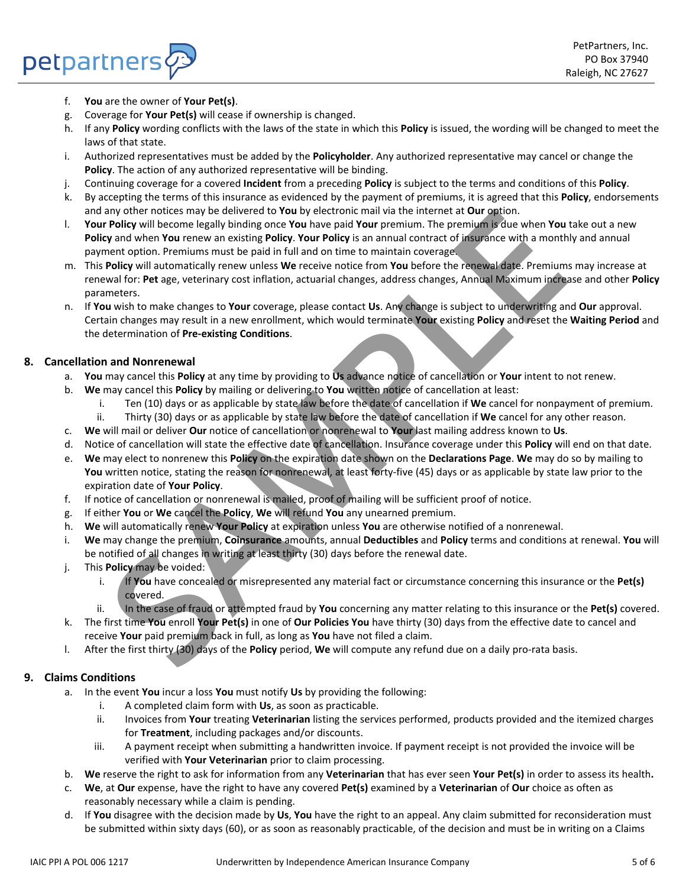f. **You** are the owner of **Your Pet(s)**.
g. Coverage for **Your Pet(s)** will cease if ownership is changed.
h. If any **Policy** wording conflicts with the laws of the state in which this **Policy** is issued, the wording will be changed to meet the laws of that state.
i. Authorized representatives must be added by the **Policyholder**. Any authorized representative may cancel or change the **Policy**. The action of any authorized representative will be binding.
j. Continuing coverage for a covered **Incident** from a preceding **Policy** is subject to the terms and conditions of this **Policy**.
k. By accepting the terms of this insurance as evidenced by the payment of premiums, it is agreed that this **Policy**, endorsements and any other notices may be delivered to **You** by electronic mail via the internet at **Our** option.
l. **Your Policy** will become legally binding once **You** have paid **Your** premium. The premium is due when **You** take out a new **Policy** and when **You** renew an existing **Policy**. **Your Policy** is an annual contract of insurance with a monthly and annual payment option. Premiums must be paid in full and on time to maintain coverage.
m. This **Policy** will automatically renew unless **We** receive notice from **You** before the renewal date. Premiums may increase at renewal for: **Pet** age, veterinary cost inflation, actuarial changes, address changes, Annual Maximum increase and other **Policy** parameters.
n. If **You** wish to make changes to **Your** coverage, please contact **Us**. Any change is subject to underwriting and **Our** approval. Certain changes may result in a new enrollment, which would terminate **Your** existing **Policy** and reset the **Waiting Period** and the determination of **Pre-existing Conditions**.

## 8. Cancellation and Nonrenewal

a. **You** may cancel this **Policy** at any time by providing to **Us** advance notice of cancellation or **Your** intent to not renew.
b. **We** may cancel this **Policy** by mailing or delivering to **You** written notice of cancellation at least:
   i. Ten (10) days or as applicable by state law before the date of cancellation if **We** cancel for nonpayment of premium.
   ii. Thirty (30) days or as applicable by state law before the date of cancellation if **We** cancel for any other reason.
c. **We** will mail or deliver **Our** notice of cancellation or nonrenewal to **Your** last mailing address known to **Us**.
d. Notice of cancellation will state the effective date of cancellation. Insurance coverage under this **Policy** will end on that date.
e. **We** may elect to nonrenew this **Policy** on the expiration date shown on the **Declarations Page**. **We** may do so by mailing to **You** written notice, stating the reason for nonrenewal, at least forty-five (45) days or as applicable by state law prior to the expiration date of **Your Policy**.
f. If notice of cancellation or nonrenewal is mailed, proof of mailing will be sufficient proof of notice.
g. If either **You** or **We** cancel the **Policy**, **We** will refund **You** any unearned premium.
h. **We** will automatically renew **Your Policy** at expiration unless **You** are otherwise notified of a nonrenewal.
i. **We** may change the premium, **Coinsurance** amounts, annual **Deductibles** and **Policy** terms and conditions at renewal. **You** will be notified of all changes in writing at least thirty (30) days before the renewal date.
j. This **Policy** may be voided:
   i. If **You** have concealed or misrepresented any material fact or circumstance concerning this insurance or the **Pet(s)** covered.
   ii. In the case of fraud or attempted fraud by **You** concerning any matter relating to this insurance or the **Pet(s)** covered.
k. The first time **You** enroll **Your Pet(s)** in one of **Our Policies You** have thirty (30) days from the effective date to cancel and receive **Your** paid premium back in full, as long as **You** have not filed a claim.
l. After the first thirty (30) days of the **Policy** period, **We** will compute any refund due on a daily pro-rata basis.

## 9. Claims Conditions

a. In the event **You** incur a loss **You** must notify **Us** by providing the following:
   i. A completed claim form with **Us**, as soon as practicable.
   ii. Invoices from **Your** treating **Veterinarian** listing the services performed, products provided and the itemized charges for **Treatment**, including packages and/or discounts.
   iii. A payment receipt when submitting a handwritten invoice. If payment receipt is not provided the invoice will be verified with **Your Veterinarian** prior to claim processing.
b. **We** reserve the right to ask for information from any **Veterinarian** that has ever seen **Your Pet(s)** in order to assess its health**.**
c. **We**, at **Our** expense, have the right to have any covered **Pet(s)** examined by a **Veterinarian** of **Our** choice as often as reasonably necessary while a claim is pending.
d. If **You** disagree with the decision made by **Us**, **You** have the right to an appeal. Any claim submitted for reconsideration must be submitted within sixty days (60), or as soon as reasonably practicable, of the decision and must be in writing on a Claims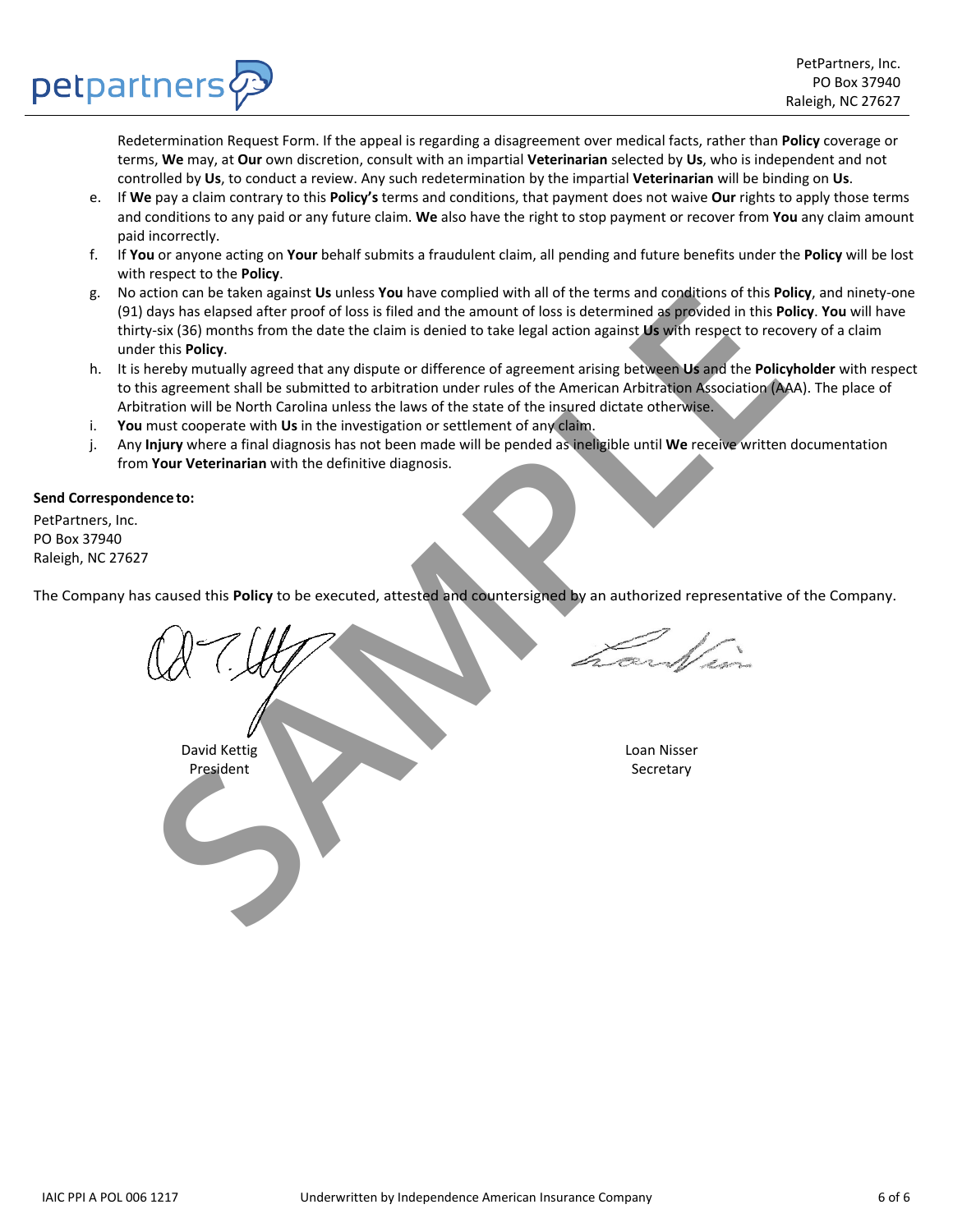Redetermination Request Form. If the appeal is regarding a disagreement over medical facts, rather than **Policy** coverage or terms, **We** may, at **Our** own discretion, consult with an impartial **Veterinarian** selected by **Us**, who is independent and not controlled by **Us**, to conduct a review. Any such redetermination by the impartial **Veterinarian** will be binding on **Us**.

e. If **We** pay a claim contrary to this **Policy's** terms and conditions, that payment does not waive **Our** rights to apply those terms and conditions to any paid or any future claim. **We** also have the right to stop payment or recover from **You** any claim amount paid incorrectly.
f. If **You** or anyone acting on **Your** behalf submits a fraudulent claim, all pending and future benefits under the **Policy** will be lost with respect to the **Policy**.
g. No action can be taken against **Us** unless **You** have complied with all of the terms and conditions of this **Policy**, and ninety-one (91) days has elapsed after proof of loss is filed and the amount of loss is determined as provided in this **Policy**. **You** will have thirty-six (36) months from the date the claim is denied to take legal action against **Us** with respect to recovery of a claim under this **Policy**.
h. It is hereby mutually agreed that any dispute or difference of agreement arising between **Us** and the **Policyholder** with respect to this agreement shall be submitted to arbitration under rules of the American Arbitration Association (AAA). The place of Arbitration will be North Carolina unless the laws of the state of the insured dictate otherwise.
i. **You** must cooperate with **Us** in the investigation or settlement of any claim.
j. Any **Injury** where a final diagnosis has not been made will be pended as ineligible until **We** receive written documentation from **Your Veterinarian** with the definitive diagnosis.

**Send Correspondence to:**

PetPartners, Inc.
PO Box 37940
Raleigh, NC 27627

The Company has caused this **Policy** to be executed, attested and countersigned by an authorized representative of the Company.

David Kettig
President

Loan Nisser
Secretary

SAMPLE